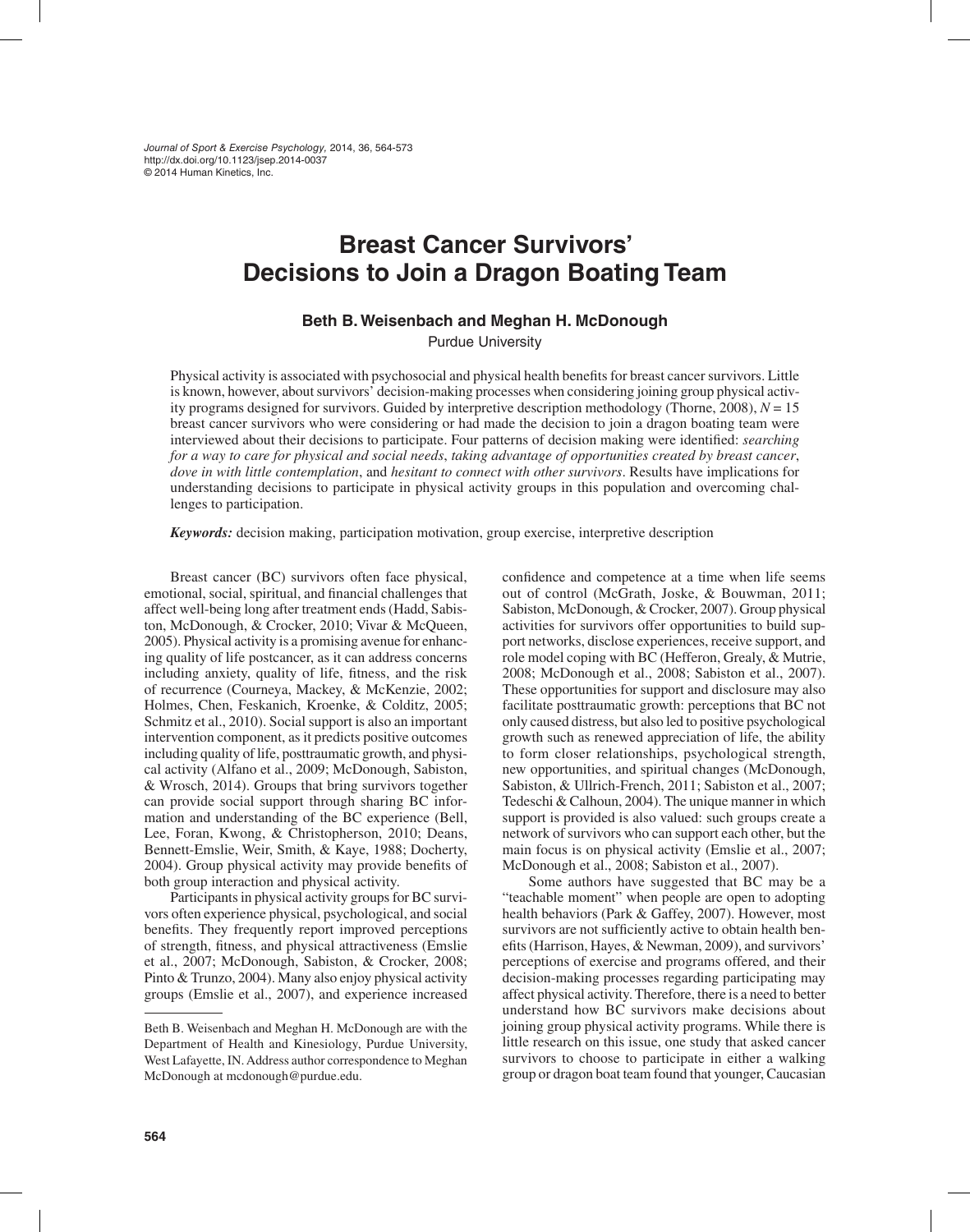# Breast Cancer Survivors' Decisions to Join a Dragon Boating Team

**Beth B. Weisenbach and Meghan H. McDonough**

Purdue University

Physical activity is associated with psychosocial and physical health benefits for breast cancer survivors. Little is known, however, about survivors' decision-making processes when considering joining group physical activity programs designed for survivors. Guided by interpretive description methodology (Thorne, 2008), $N = 15$ breast cancer survivors who were considering or had made the decision to join a dragon boating team were interviewed about their decisions to participate. Four patterns of decision making were identified: *searching for a way to care for physical and social needs*, *taking advantage of opportunities created by breast cancer*, *dove in with little contemplation*, and *hesitant to connect with other survivors*. Results have implications for understanding decisions to participate in physical activity groups in this population and overcoming challenges to participation.

***Keywords:*** decision making, participation motivation, group exercise, interpretive description

Breast cancer (BC) survivors often face physical, emotional, social, spiritual, and financial challenges that affect well-being long after treatment ends (Hadd, Sabiston, McDonough, & Crocker, 2010; Vivar & McQueen, 2005). Physical activity is a promising avenue for enhancing quality of life postcancer, as it can address concerns including anxiety, quality of life, fitness, and the risk of recurrence (Courneya, Mackey, & McKenzie, 2002; Holmes, Chen, Feskanich, Kroenke, & Colditz, 2005; Schmitz et al., 2010). Social support is also an important intervention component, as it predicts positive outcomes including quality of life, posttraumatic growth, and physical activity (Alfano et al., 2009; McDonough, Sabiston, & Wrosch, 2014). Groups that bring survivors together can provide social support through sharing BC information and understanding of the BC experience (Bell, Lee, Foran, Kwong, & Christopherson, 2010; Deans, Bennett-Emslie, Weir, Smith, & Kaye, 1988; Docherty, 2004). Group physical activity may provide benefits of both group interaction and physical activity.

Participants in physical activity groups for BC survivors often experience physical, psychological, and social benefits. They frequently report improved perceptions of strength, fitness, and physical attractiveness (Emslie et al., 2007; McDonough, Sabiston, & Crocker, 2008; Pinto & Trunzo, 2004). Many also enjoy physical activity groups (Emslie et al., 2007), and experience increased confidence and competence at a time when life seems out of control (McGrath, Joske, & Bouwman, 2011; Sabiston, McDonough, & Crocker, 2007). Group physical activities for survivors offer opportunities to build support networks, disclose experiences, receive support, and role model coping with BC (Hefferon, Grealy, & Mutrie, 2008; McDonough et al., 2008; Sabiston et al., 2007). These opportunities for support and disclosure may also facilitate posttraumatic growth: perceptions that BC not only caused distress, but also led to positive psychological growth such as renewed appreciation of life, the ability to form closer relationships, psychological strength, new opportunities, and spiritual changes (McDonough, Sabiston, & Ullrich-French, 2011; Sabiston et al., 2007; Tedeschi & Calhoun, 2004). The unique manner in which support is provided is also valued: such groups create a network of survivors who can support each other, but the main focus is on physical activity (Emslie et al., 2007; McDonough et al., 2008; Sabiston et al., 2007).

Some authors have suggested that BC may be a "teachable moment" when people are open to adopting health behaviors (Park & Gaffey, 2007). However, most survivors are not sufficiently active to obtain health benefits (Harrison, Hayes, & Newman, 2009), and survivors' perceptions of exercise and programs offered, and their decision-making processes regarding participating may affect physical activity. Therefore, there is a need to better understand how BC survivors make decisions about joining group physical activity programs. While there is little research on this issue, one study that asked cancer survivors to choose to participate in either a walking group or dragon boat team found that younger, Caucasian

---

Beth B. Weisenbach and Meghan H. McDonough are with the Department of Health and Kinesiology, Purdue University, West Lafayette, IN. Address author correspondence to Meghan McDonough at mcdonough@purdue.edu.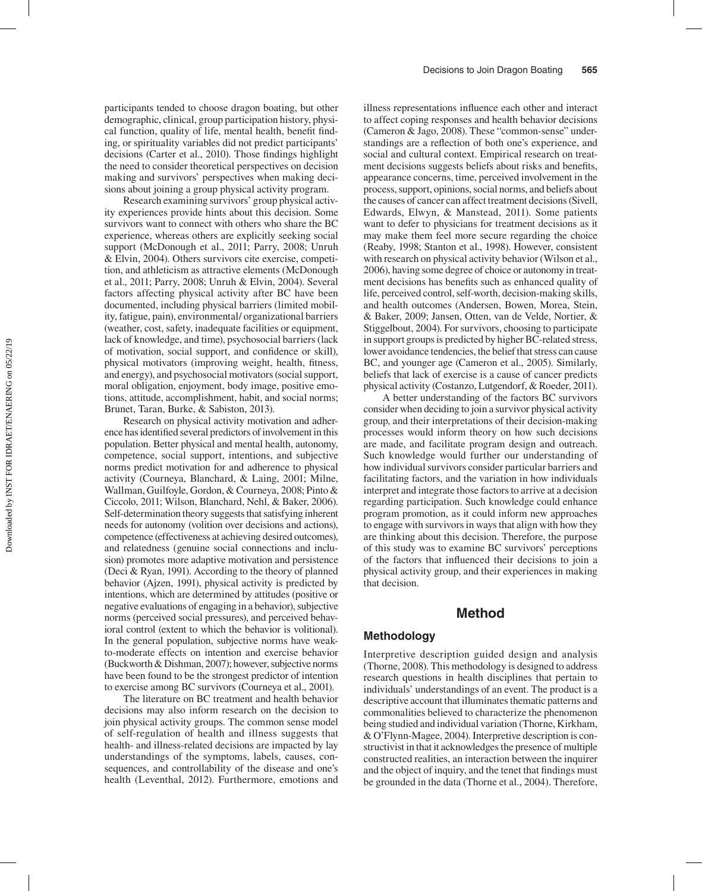participants tended to choose dragon boating, but other demographic, clinical, group participation history, physical function, quality of life, mental health, benefit finding, or spirituality variables did not predict participants' decisions (Carter et al., 2010). Those findings highlight the need to consider theoretical perspectives on decision making and survivors' perspectives when making decisions about joining a group physical activity program.

Research examining survivors' group physical activity experiences provide hints about this decision. Some survivors want to connect with others who share the BC experience, whereas others are explicitly seeking social support (McDonough et al., 2011; Parry, 2008; Unruh & Elvin, 2004). Others survivors cite exercise, competition, and athleticism as attractive elements (McDonough et al., 2011; Parry, 2008; Unruh & Elvin, 2004). Several factors affecting physical activity after BC have been documented, including physical barriers (limited mobility, fatigue, pain), environmental/ organizational barriers (weather, cost, safety, inadequate facilities or equipment, lack of knowledge, and time), psychosocial barriers (lack of motivation, social support, and confidence or skill), physical motivators (improving weight, health, fitness, and energy), and psychosocial motivators (social support, moral obligation, enjoyment, body image, positive emotions, attitude, accomplishment, habit, and social norms; Brunet, Taran, Burke, & Sabiston, 2013).

Research on physical activity motivation and adherence has identified several predictors of involvement in this population. Better physical and mental health, autonomy, competence, social support, intentions, and subjective norms predict motivation for and adherence to physical activity (Courneya, Blanchard, & Laing, 2001; Milne, Wallman, Guilfoyle, Gordon, & Courneya, 2008; Pinto & Ciccolo, 2011; Wilson, Blanchard, Nehl, & Baker, 2006). Self-determination theory suggests that satisfying inherent needs for autonomy (volition over decisions and actions), competence (effectiveness at achieving desired outcomes), and relatedness (genuine social connections and inclusion) promotes more adaptive motivation and persistence (Deci & Ryan, 1991). According to the theory of planned behavior (Ajzen, 1991), physical activity is predicted by intentions, which are determined by attitudes (positive or negative evaluations of engaging in a behavior), subjective norms (perceived social pressures), and perceived behavioral control (extent to which the behavior is volitional). In the general population, subjective norms have weak-to-moderate effects on intention and exercise behavior (Buckworth & Dishman, 2007); however, subjective norms have been found to be the strongest predictor of intention to exercise among BC survivors (Courneya et al., 2001).

The literature on BC treatment and health behavior decisions may also inform research on the decision to join physical activity groups. The common sense model of self-regulation of health and illness suggests that health- and illness-related decisions are impacted by lay understandings of the symptoms, labels, causes, consequences, and controllability of the disease and one's health (Leventhal, 2012). Furthermore, emotions and illness representations influence each other and interact to affect coping responses and health behavior decisions (Cameron & Jago, 2008). These "common-sense" understandings are a reflection of both one's experience, and social and cultural context. Empirical research on treatment decisions suggests beliefs about risks and benefits, appearance concerns, time, perceived involvement in the process, support, opinions, social norms, and beliefs about the causes of cancer can affect treatment decisions (Sivell, Edwards, Elwyn, & Manstead, 2011). Some patients want to defer to physicians for treatment decisions as it may make them feel more secure regarding the choice (Reaby, 1998; Stanton et al., 1998). However, consistent with research on physical activity behavior (Wilson et al., 2006), having some degree of choice or autonomy in treatment decisions has benefits such as enhanced quality of life, perceived control, self-worth, decision-making skills, and health outcomes (Andersen, Bowen, Morea, Stein, & Baker, 2009; Jansen, Otten, van de Velde, Nortier, & Stiggelbout, 2004). For survivors, choosing to participate in support groups is predicted by higher BC-related stress, lower avoidance tendencies, the belief that stress can cause BC, and younger age (Cameron et al., 2005). Similarly, beliefs that lack of exercise is a cause of cancer predicts physical activity (Costanzo, Lutgendorf, & Roeder, 2011).

A better understanding of the factors BC survivors consider when deciding to join a survivor physical activity group, and their interpretations of their decision-making processes would inform theory on how such decisions are made, and facilitate program design and outreach. Such knowledge would further our understanding of how individual survivors consider particular barriers and facilitating factors, and the variation in how individuals interpret and integrate those factors to arrive at a decision regarding participation. Such knowledge could enhance program promotion, as it could inform new approaches to engage with survivors in ways that align with how they are thinking about this decision. Therefore, the purpose of this study was to examine BC survivors' perceptions of the factors that influenced their decisions to join a physical activity group, and their experiences in making that decision.

## Method

### Methodology

Interpretive description guided design and analysis (Thorne, 2008). This methodology is designed to address research questions in health disciplines that pertain to individuals' understandings of an event. The product is a descriptive account that illuminates thematic patterns and commonalities believed to characterize the phenomenon being studied and individual variation (Thorne, Kirkham, & O'Flynn-Magee, 2004). Interpretive description is constructivist in that it acknowledges the presence of multiple constructed realities, an interaction between the inquirer and the object of inquiry, and the tenet that findings must be grounded in the data (Thorne et al., 2004). Therefore,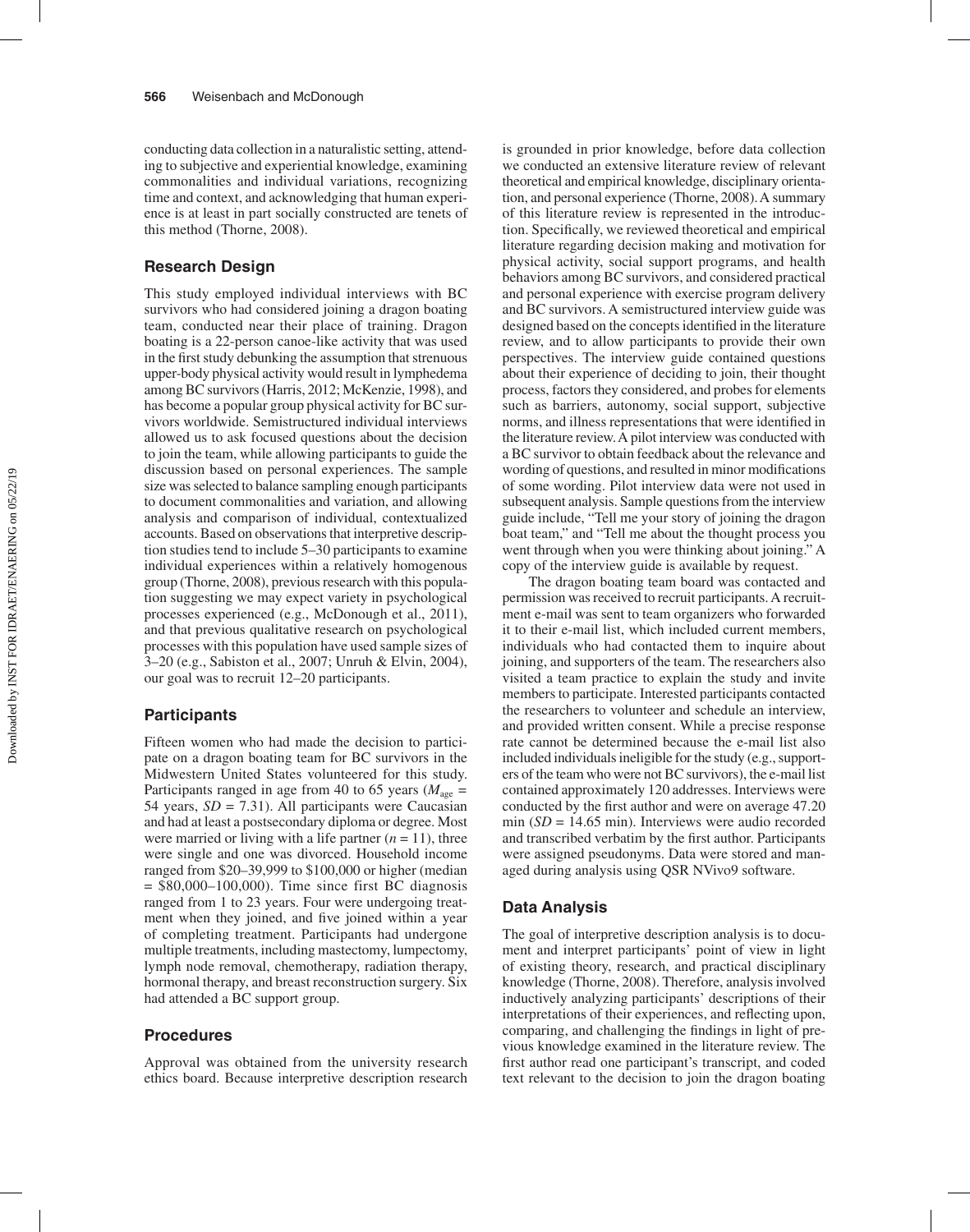conducting data collection in a naturalistic setting, attending to subjective and experiential knowledge, examining commonalities and individual variations, recognizing time and context, and acknowledging that human experience is at least in part socially constructed are tenets of this method (Thorne, 2008).

## Research Design

This study employed individual interviews with BC survivors who had considered joining a dragon boating team, conducted near their place of training. Dragon boating is a 22-person canoe-like activity that was used in the first study debunking the assumption that strenuous upper-body physical activity would result in lymphedema among BC survivors (Harris, 2012; McKenzie, 1998), and has become a popular group physical activity for BC survivors worldwide. Semistructured individual interviews allowed us to ask focused questions about the decision to join the team, while allowing participants to guide the discussion based on personal experiences. The sample size was selected to balance sampling enough participants to document commonalities and variation, and allowing analysis and comparison of individual, contextualized accounts. Based on observations that interpretive description studies tend to include 5–30 participants to examine individual experiences within a relatively homogenous group (Thorne, 2008), previous research with this population suggesting we may expect variety in psychological processes experienced (e.g., McDonough et al., 2011), and that previous qualitative research on psychological processes with this population have used sample sizes of 3–20 (e.g., Sabiston et al., 2007; Unruh & Elvin, 2004), our goal was to recruit 12–20 participants.

## Participants

Fifteen women who had made the decision to participate on a dragon boating team for BC survivors in the Midwestern United States volunteered for this study. Participants ranged in age from 40 to 65 years ($M_{age}$ = 54 years, $SD$ = 7.31). All participants were Caucasian and had at least a postsecondary diploma or degree. Most were married or living with a life partner ($n$ = 11), three were single and one was divorced. Household income ranged from $20–39,999 to $100,000 or higher (median = $80,000–100,000). Time since first BC diagnosis ranged from 1 to 23 years. Four were undergoing treatment when they joined, and five joined within a year of completing treatment. Participants had undergone multiple treatments, including mastectomy, lumpectomy, lymph node removal, chemotherapy, radiation therapy, hormonal therapy, and breast reconstruction surgery. Six had attended a BC support group.

## Procedures

Approval was obtained from the university research ethics board. Because interpretive description research is grounded in prior knowledge, before data collection we conducted an extensive literature review of relevant theoretical and empirical knowledge, disciplinary orientation, and personal experience (Thorne, 2008). A summary of this literature review is represented in the introduction. Specifically, we reviewed theoretical and empirical literature regarding decision making and motivation for physical activity, social support programs, and health behaviors among BC survivors, and considered practical and personal experience with exercise program delivery and BC survivors. A semistructured interview guide was designed based on the concepts identified in the literature review, and to allow participants to provide their own perspectives. The interview guide contained questions about their experience of deciding to join, their thought process, factors they considered, and probes for elements such as barriers, autonomy, social support, subjective norms, and illness representations that were identified in the literature review. A pilot interview was conducted with a BC survivor to obtain feedback about the relevance and wording of questions, and resulted in minor modifications of some wording. Pilot interview data were not used in subsequent analysis. Sample questions from the interview guide include, "Tell me your story of joining the dragon boat team," and "Tell me about the thought process you went through when you were thinking about joining." A copy of the interview guide is available by request.

The dragon boating team board was contacted and permission was received to recruit participants. A recruitment e-mail was sent to team organizers who forwarded it to their e-mail list, which included current members, individuals who had contacted them to inquire about joining, and supporters of the team. The researchers also visited a team practice to explain the study and invite members to participate. Interested participants contacted the researchers to volunteer and schedule an interview, and provided written consent. While a precise response rate cannot be determined because the e-mail list also included individuals ineligible for the study (e.g., supporters of the team who were not BC survivors), the e-mail list contained approximately 120 addresses. Interviews were conducted by the first author and were on average 47.20 min ($SD$ = 14.65 min). Interviews were audio recorded and transcribed verbatim by the first author. Participants were assigned pseudonyms. Data were stored and managed during analysis using QSR NVivo9 software.

## Data Analysis

The goal of interpretive description analysis is to document and interpret participants' point of view in light of existing theory, research, and practical disciplinary knowledge (Thorne, 2008). Therefore, analysis involved inductively analyzing participants' descriptions of their interpretations of their experiences, and reflecting upon, comparing, and challenging the findings in light of previous knowledge examined in the literature review. The first author read one participant's transcript, and coded text relevant to the decision to join the dragon boating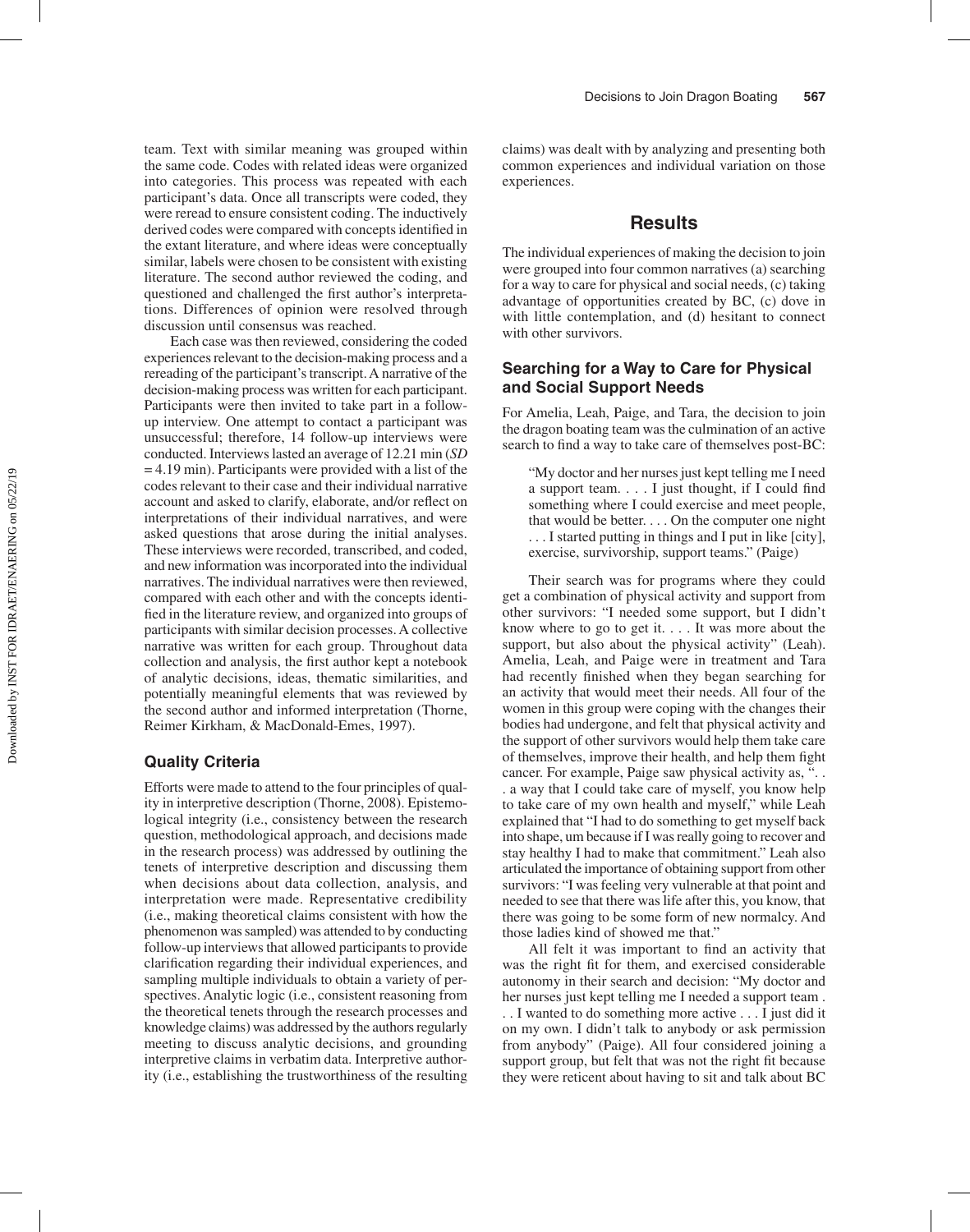team. Text with similar meaning was grouped within the same code. Codes with related ideas were organized into categories. This process was repeated with each participant's data. Once all transcripts were coded, they were reread to ensure consistent coding. The inductively derived codes were compared with concepts identified in the extant literature, and where ideas were conceptually similar, labels were chosen to be consistent with existing literature. The second author reviewed the coding, and questioned and challenged the first author's interpretations. Differences of opinion were resolved through discussion until consensus was reached.

Each case was then reviewed, considering the coded experiences relevant to the decision-making process and a rereading of the participant's transcript. A narrative of the decision-making process was written for each participant. Participants were then invited to take part in a follow-up interview. One attempt to contact a participant was unsuccessful; therefore, 14 follow-up interviews were conducted. Interviews lasted an average of 12.21 min (*SD* = 4.19 min). Participants were provided with a list of the codes relevant to their case and their individual narrative account and asked to clarify, elaborate, and/or reflect on interpretations of their individual narratives, and were asked questions that arose during the initial analyses. These interviews were recorded, transcribed, and coded, and new information was incorporated into the individual narratives. The individual narratives were then reviewed, compared with each other and with the concepts identified in the literature review, and organized into groups of participants with similar decision processes. A collective narrative was written for each group. Throughout data collection and analysis, the first author kept a notebook of analytic decisions, ideas, thematic similarities, and potentially meaningful elements that was reviewed by the second author and informed interpretation (Thorne, Reimer Kirkham, & MacDonald-Emes, 1997).

### Quality Criteria

Efforts were made to attend to the four principles of quality in interpretive description (Thorne, 2008). Epistemological integrity (i.e., consistency between the research question, methodological approach, and decisions made in the research process) was addressed by outlining the tenets of interpretive description and discussing them when decisions about data collection, analysis, and interpretation were made. Representative credibility (i.e., making theoretical claims consistent with how the phenomenon was sampled) was attended to by conducting follow-up interviews that allowed participants to provide clarification regarding their individual experiences, and sampling multiple individuals to obtain a variety of perspectives. Analytic logic (i.e., consistent reasoning from the theoretical tenets through the research processes and knowledge claims) was addressed by the authors regularly meeting to discuss analytic decisions, and grounding interpretive claims in verbatim data. Interpretive authority (i.e., establishing the trustworthiness of the resulting claims) was dealt with by analyzing and presenting both common experiences and individual variation on those experiences.

## Results

The individual experiences of making the decision to join were grouped into four common narratives (a) searching for a way to care for physical and social needs, (c) taking advantage of opportunities created by BC, (c) dove in with little contemplation, and (d) hesitant to connect with other survivors.

### Searching for a Way to Care for Physical and Social Support Needs

For Amelia, Leah, Paige, and Tara, the decision to join the dragon boating team was the culmination of an active search to find a way to take care of themselves post-BC:

> "My doctor and her nurses just kept telling me I need a support team. . . . I just thought, if I could find something where I could exercise and meet people, that would be better. . . . On the computer one night . . . I started putting in things and I put in like [city], exercise, survivorship, support teams." (Paige)

Their search was for programs where they could get a combination of physical activity and support from other survivors: "I needed some support, but I didn't know where to go to get it. . . . It was more about the support, but also about the physical activity" (Leah). Amelia, Leah, and Paige were in treatment and Tara had recently finished when they began searching for an activity that would meet their needs. All four of the women in this group were coping with the changes their bodies had undergone, and felt that physical activity and the support of other survivors would help them take care of themselves, improve their health, and help them fight cancer. For example, Paige saw physical activity as, ". . . a way that I could take care of myself, you know help to take care of my own health and myself," while Leah explained that "I had to do something to get myself back into shape, um because if I was really going to recover and stay healthy I had to make that commitment." Leah also articulated the importance of obtaining support from other survivors: "I was feeling very vulnerable at that point and needed to see that there was life after this, you know, that there was going to be some form of new normalcy. And those ladies kind of showed me that."

All felt it was important to find an activity that was the right fit for them, and exercised considerable autonomy in their search and decision: "My doctor and her nurses just kept telling me I needed a support team . . . I wanted to do something more active . . . I just did it on my own. I didn't talk to anybody or ask permission from anybody" (Paige). All four considered joining a support group, but felt that was not the right fit because they were reticent about having to sit and talk about BC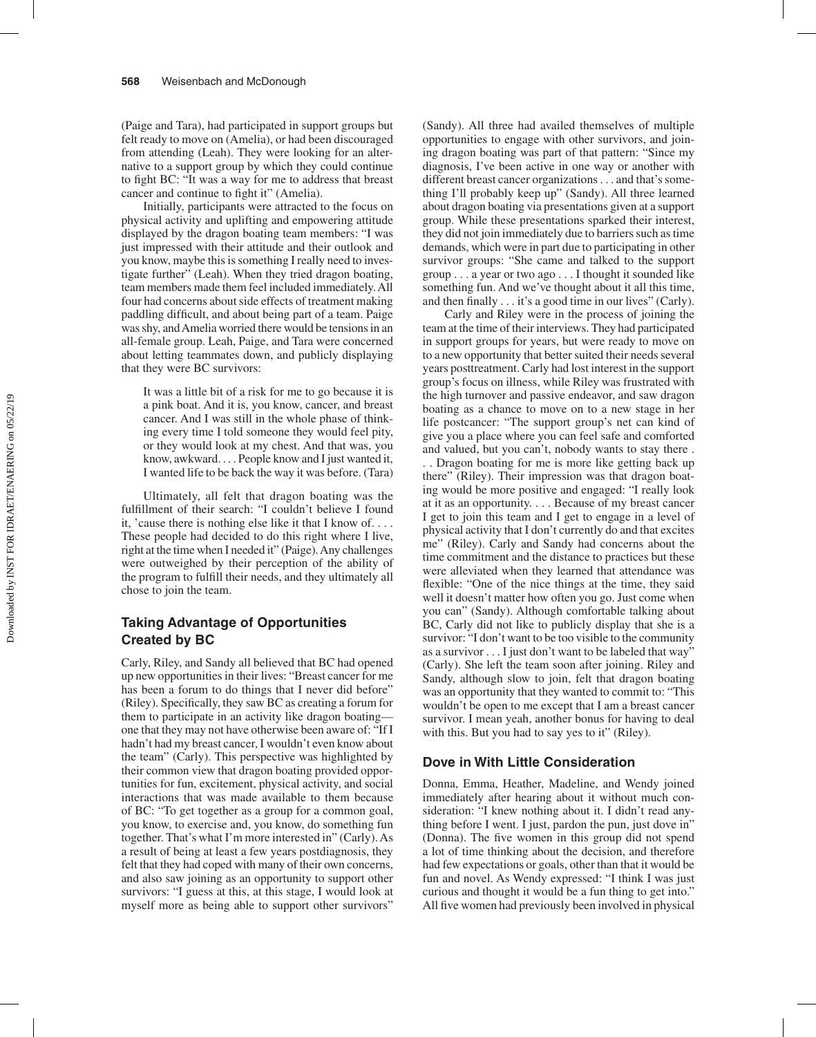(Paige and Tara), had participated in support groups but felt ready to move on (Amelia), or had been discouraged from attending (Leah). They were looking for an alternative to a support group by which they could continue to fight BC: "It was a way for me to address that breast cancer and continue to fight it" (Amelia).

Initially, participants were attracted to the focus on physical activity and uplifting and empowering attitude displayed by the dragon boating team members: "I was just impressed with their attitude and their outlook and you know, maybe this is something I really need to investigate further" (Leah). When they tried dragon boating, team members made them feel included immediately. All four had concerns about side effects of treatment making paddling difficult, and about being part of a team. Paige was shy, and Amelia worried there would be tensions in an all-female group. Leah, Paige, and Tara were concerned about letting teammates down, and publicly displaying that they were BC survivors:

> It was a little bit of a risk for me to go because it is a pink boat. And it is, you know, cancer, and breast cancer. And I was still in the whole phase of thinking every time I told someone they would feel pity, or they would look at my chest. And that was, you know, awkward. . . . People know and I just wanted it, I wanted life to be back the way it was before. (Tara)

Ultimately, all felt that dragon boating was the fulfillment of their search: "I couldn't believe I found it, 'cause there is nothing else like it that I know of. . . . These people had decided to do this right where I live, right at the time when I needed it" (Paige). Any challenges were outweighed by their perception of the ability of the program to fulfill their needs, and they ultimately all chose to join the team.

## Taking Advantage of Opportunities Created by BC

Carly, Riley, and Sandy all believed that BC had opened up new opportunities in their lives: "Breast cancer for me has been a forum to do things that I never did before" (Riley). Specifically, they saw BC as creating a forum for them to participate in an activity like dragon boating—one that they may not have otherwise been aware of: "If I hadn't had my breast cancer, I wouldn't even know about the team" (Carly). This perspective was highlighted by their common view that dragon boating provided opportunities for fun, excitement, physical activity, and social interactions that was made available to them because of BC: "To get together as a group for a common goal, you know, to exercise and, you know, do something fun together. That's what I'm more interested in" (Carly). As a result of being at least a few years postdiagnosis, they felt that they had coped with many of their own concerns, and also saw joining as an opportunity to support other survivors: "I guess at this, at this stage, I would look at myself more as being able to support other survivors" (Sandy). All three had availed themselves of multiple opportunities to engage with other survivors, and joining dragon boating was part of that pattern: "Since my diagnosis, I've been active in one way or another with different breast cancer organizations . . . and that's something I'll probably keep up" (Sandy). All three learned about dragon boating via presentations given at a support group. While these presentations sparked their interest, they did not join immediately due to barriers such as time demands, which were in part due to participating in other survivor groups: "She came and talked to the support group . . . a year or two ago . . . I thought it sounded like something fun. And we've thought about it all this time, and then finally . . . it's a good time in our lives" (Carly).

Carly and Riley were in the process of joining the team at the time of their interviews. They had participated in support groups for years, but were ready to move on to a new opportunity that better suited their needs several years posttreatment. Carly had lost interest in the support group's focus on illness, while Riley was frustrated with the high turnover and passive endeavor, and saw dragon boating as a chance to move on to a new stage in her life postcancer: "The support group's net can kind of give you a place where you can feel safe and comforted and valued, but you can't, nobody wants to stay there . . . Dragon boating for me is more like getting back up there" (Riley). Their impression was that dragon boating would be more positive and engaged: "I really look at it as an opportunity. . . . Because of my breast cancer I get to join this team and I get to engage in a level of physical activity that I don't currently do and that excites me" (Riley). Carly and Sandy had concerns about the time commitment and the distance to practices but these were alleviated when they learned that attendance was flexible: "One of the nice things at the time, they said well it doesn't matter how often you go. Just come when you can" (Sandy). Although comfortable talking about BC, Carly did not like to publicly display that she is a survivor: "I don't want to be too visible to the community as a survivor . . . I just don't want to be labeled that way" (Carly). She left the team soon after joining. Riley and Sandy, although slow to join, felt that dragon boating was an opportunity that they wanted to commit to: "This wouldn't be open to me except that I am a breast cancer survivor. I mean yeah, another bonus for having to deal with this. But you had to say yes to it" (Riley).

## Dove in With Little Consideration

Donna, Emma, Heather, Madeline, and Wendy joined immediately after hearing about it without much consideration: "I knew nothing about it. I didn't read anything before I went. I just, pardon the pun, just dove in" (Donna). The five women in this group did not spend a lot of time thinking about the decision, and therefore had few expectations or goals, other than that it would be fun and novel. As Wendy expressed: "I think I was just curious and thought it would be a fun thing to get into." All five women had previously been involved in physical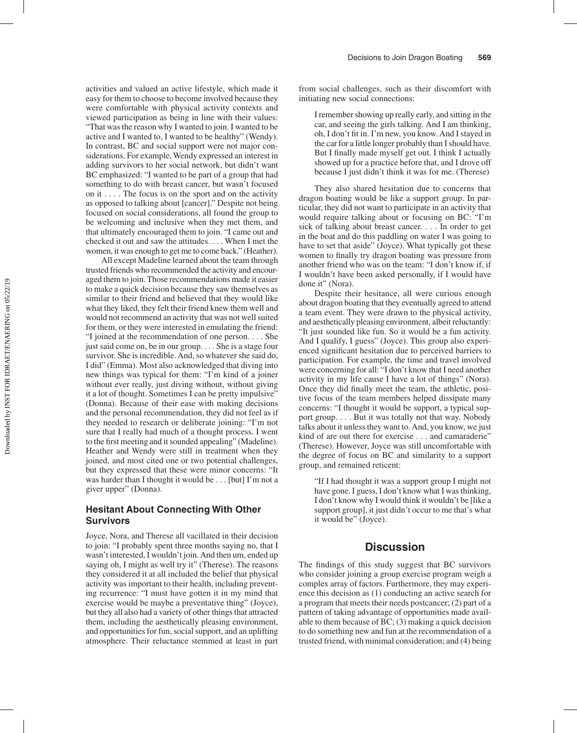activities and valued an active lifestyle, which made it easy for them to choose to become involved because they were comfortable with physical activity contexts and viewed participation as being in line with their values: "That was the reason why I wanted to join. I wanted to be active and I wanted to, I wanted to be healthy" (Wendy). In contrast, BC and social support were not major considerations. For example, Wendy expressed an interest in adding survivors to her social network, but didn't want BC emphasized: "I wanted to be part of a group that had something to do with breast cancer, but wasn't focused on it . . . . The focus is on the sport and on the activity as opposed to talking about [cancer]." Despite not being focused on social considerations, all found the group to be welcoming and inclusive when they met them, and that ultimately encouraged them to join. "I came out and checked it out and saw the attitudes. . . . When I met the women, it was enough to get me to come back." (Heather).

All except Madeline learned about the team through trusted friends who recommended the activity and encouraged them to join. Those recommendations made it easier to make a quick decision because they saw themselves as similar to their friend and believed that they would like what they liked, they felt their friend knew them well and would not recommend an activity that was not well suited for them, or they were interested in emulating the friend: "I joined at the recommendation of one person. . . . She just said come on, be in our group. . . . She is a stage four survivor. She is incredible. And, so whatever she said do, I did" (Emma). Most also acknowledged that diving into new things was typical for them: "I'm kind of a joiner without ever really, just diving without, without giving it a lot of thought. Sometimes I can be pretty impulsive" (Donna). Because of their ease with making decisions and the personal recommendation, they did not feel as if they needed to research or deliberate joining: "I'm not sure that I really had much of a thought process. I went to the first meeting and it sounded appealing" (Madeline). Heather and Wendy were still in treatment when they joined, and most cited one or two potential challenges, but they expressed that these were minor concerns: "It was harder than I thought it would be . . . [but] I'm not a giver upper" (Donna).

### Hesitant About Connecting With Other Survivors

Joyce, Nora, and Therese all vacillated in their decision to join: "I probably spent three months saying no, that I wasn't interested, I wouldn't join. And then um, ended up saying oh, I might as well try it" (Therese). The reasons they considered it at all included the belief that physical activity was important to their health, including preventing recurrence: "I must have gotten it in my mind that exercise would be maybe a preventative thing" (Joyce), but they all also had a variety of other things that attracted them, including the aesthetically pleasing environment, and opportunities for fun, social support, and an uplifting atmosphere. Their reluctance stemmed at least in part from social challenges, such as their discomfort with initiating new social connections:

> I remember showing up really early, and sitting in the car, and seeing the girls talking. And I am thinking, oh, I don't fit in. I'm new, you know. And I stayed in the car for a little longer probably than I should have. But I finally made myself get out. I think I actually showed up for a practice before that, and I drove off because I just didn't think it was for me. (Therese)

They also shared hesitation due to concerns that dragon boating would be like a support group. In particular, they did not want to participate in an activity that would require talking about or focusing on BC: "I'm sick of talking about breast cancer. . . . In order to get in the boat and do this paddling on water I was going to have to set that aside" (Joyce). What typically got these women to finally try dragon boating was pressure from another friend who was on the team: "I don't know if, if I wouldn't have been asked personally, if I would have done it" (Nora).

Despite their hesitance, all were curious enough about dragon boating that they eventually agreed to attend a team event. They were drawn to the physical activity, and aesthetically pleasing environment, albeit reluctantly: "It just sounded like fun. So it would be a fun activity. And I qualify, I guess" (Joyce). This group also experienced significant hesitation due to perceived barriers to participation. For example, the time and travel involved were concerning for all: "I don't know that I need another activity in my life cause I have a lot of things" (Nora). Once they did finally meet the team, the athletic, positive focus of the team members helped dissipate many concerns: "I thought it would be support, a typical support group. . . . But it was totally not that way. Nobody talks about it unless they want to. And, you know, we just kind of are out there for exercise . . . and camaraderie" (Therese). However, Joyce was still uncomfortable with the degree of focus on BC and similarity to a support group, and remained reticent:

> "If I had thought it was a support group I might not have gone. I guess, I don't know what I was thinking, I don't know why I would think it wouldn't be [like a support group], it just didn't occur to me that's what it would be" (Joyce).

## Discussion

The findings of this study suggest that BC survivors who consider joining a group exercise program weigh a complex array of factors. Furthermore, they may experience this decision as (1) conducting an active search for a program that meets their needs postcancer; (2) part of a pattern of taking advantage of opportunities made available to them because of BC; (3) making a quick decision to do something new and fun at the recommendation of a trusted friend, with minimal consideration; and (4) being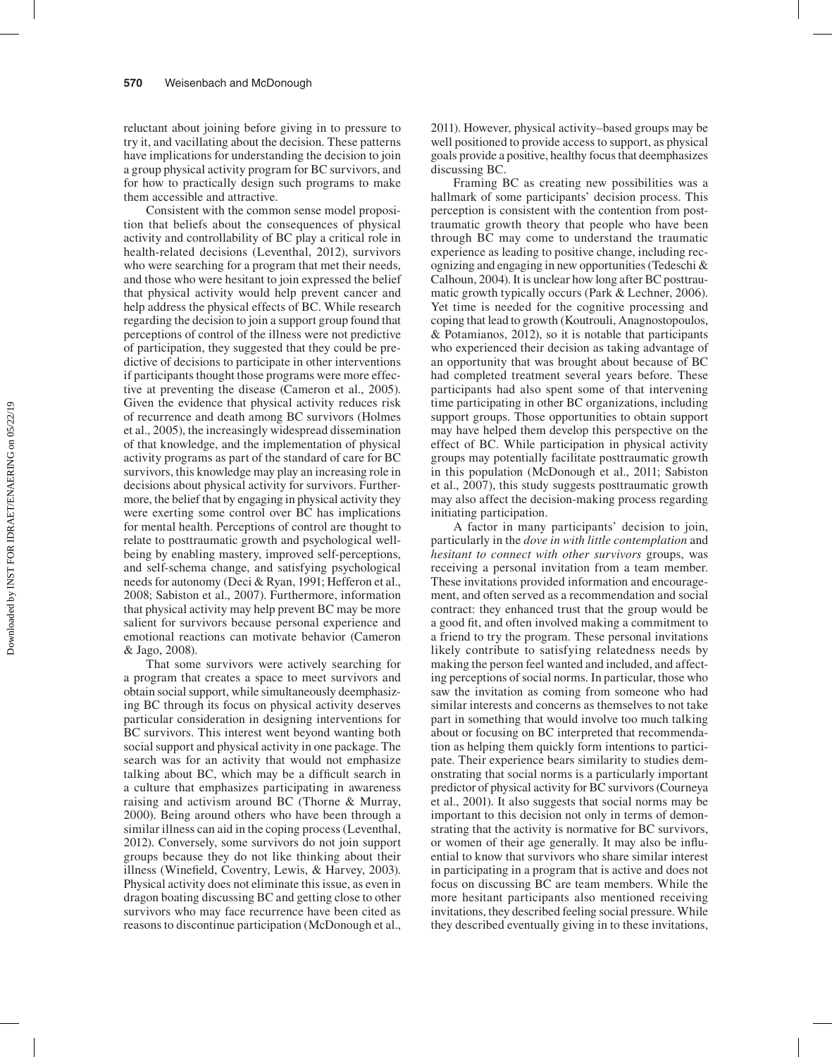reluctant about joining before giving in to pressure to try it, and vacillating about the decision. These patterns have implications for understanding the decision to join a group physical activity program for BC survivors, and for how to practically design such programs to make them accessible and attractive.

Consistent with the common sense model proposition that beliefs about the consequences of physical activity and controllability of BC play a critical role in health-related decisions (Leventhal, 2012), survivors who were searching for a program that met their needs, and those who were hesitant to join expressed the belief that physical activity would help prevent cancer and help address the physical effects of BC. While research regarding the decision to join a support group found that perceptions of control of the illness were not predictive of participation, they suggested that they could be predictive of decisions to participate in other interventions if participants thought those programs were more effective at preventing the disease (Cameron et al., 2005). Given the evidence that physical activity reduces risk of recurrence and death among BC survivors (Holmes et al., 2005), the increasingly widespread dissemination of that knowledge, and the implementation of physical activity programs as part of the standard of care for BC survivors, this knowledge may play an increasing role in decisions about physical activity for survivors. Furthermore, the belief that by engaging in physical activity they were exerting some control over BC has implications for mental health. Perceptions of control are thought to relate to posttraumatic growth and psychological wellbeing by enabling mastery, improved self-perceptions, and self-schema change, and satisfying psychological needs for autonomy (Deci & Ryan, 1991; Hefferon et al., 2008; Sabiston et al., 2007). Furthermore, information that physical activity may help prevent BC may be more salient for survivors because personal experience and emotional reactions can motivate behavior (Cameron & Jago, 2008).

That some survivors were actively searching for a program that creates a space to meet survivors and obtain social support, while simultaneously deemphasizing BC through its focus on physical activity deserves particular consideration in designing interventions for BC survivors. This interest went beyond wanting both social support and physical activity in one package. The search was for an activity that would not emphasize talking about BC, which may be a difficult search in a culture that emphasizes participating in awareness raising and activism around BC (Thorne & Murray, 2000). Being around others who have been through a similar illness can aid in the coping process (Leventhal, 2012). Conversely, some survivors do not join support groups because they do not like thinking about their illness (Winefield, Coventry, Lewis, & Harvey, 2003). Physical activity does not eliminate this issue, as even in dragon boating discussing BC and getting close to other survivors who may face recurrence have been cited as reasons to discontinue participation (McDonough et al., 2011). However, physical activity–based groups may be well positioned to provide access to support, as physical goals provide a positive, healthy focus that deemphasizes discussing BC.

Framing BC as creating new possibilities was a hallmark of some participants' decision process. This perception is consistent with the contention from posttraumatic growth theory that people who have been through BC may come to understand the traumatic experience as leading to positive change, including recognizing and engaging in new opportunities (Tedeschi & Calhoun, 2004). It is unclear how long after BC posttraumatic growth typically occurs (Park & Lechner, 2006). Yet time is needed for the cognitive processing and coping that lead to growth (Koutrouli, Anagnostopoulos, & Potamianos, 2012), so it is notable that participants who experienced their decision as taking advantage of an opportunity that was brought about because of BC had completed treatment several years before. These participants had also spent some of that intervening time participating in other BC organizations, including support groups. Those opportunities to obtain support may have helped them develop this perspective on the effect of BC. While participation in physical activity groups may potentially facilitate posttraumatic growth in this population (McDonough et al., 2011; Sabiston et al., 2007), this study suggests posttraumatic growth may also affect the decision-making process regarding initiating participation.

A factor in many participants' decision to join, particularly in the *dove in with little contemplation* and *hesitant to connect with other survivors* groups, was receiving a personal invitation from a team member. These invitations provided information and encouragement, and often served as a recommendation and social contract: they enhanced trust that the group would be a good fit, and often involved making a commitment to a friend to try the program. These personal invitations likely contribute to satisfying relatedness needs by making the person feel wanted and included, and affecting perceptions of social norms. In particular, those who saw the invitation as coming from someone who had similar interests and concerns as themselves to not take part in something that would involve too much talking about or focusing on BC interpreted that recommendation as helping them quickly form intentions to participate. Their experience bears similarity to studies demonstrating that social norms is a particularly important predictor of physical activity for BC survivors (Courneya et al., 2001). It also suggests that social norms may be important to this decision not only in terms of demonstrating that the activity is normative for BC survivors, or women of their age generally. It may also be influential to know that survivors who share similar interest in participating in a program that is active and does not focus on discussing BC are team members. While the more hesitant participants also mentioned receiving invitations, they described feeling social pressure. While they described eventually giving in to these invitations,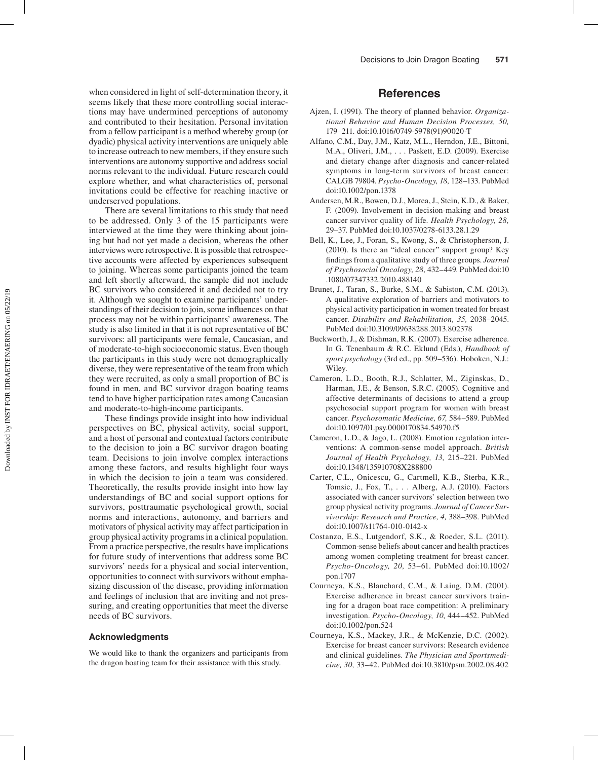when considered in light of self-determination theory, it seems likely that these more controlling social interactions may have undermined perceptions of autonomy and contributed to their hesitation. Personal invitation from a fellow participant is a method whereby group (or dyadic) physical activity interventions are uniquely able to increase outreach to new members, if they ensure such interventions are autonomy supportive and address social norms relevant to the individual. Future research could explore whether, and what characteristics of, personal invitations could be effective for reaching inactive or underserved populations.

There are several limitations to this study that need to be addressed. Only 3 of the 15 participants were interviewed at the time they were thinking about joining but had not yet made a decision, whereas the other interviews were retrospective. It is possible that retrospective accounts were affected by experiences subsequent to joining. Whereas some participants joined the team and left shortly afterward, the sample did not include BC survivors who considered it and decided not to try it. Although we sought to examine participants' understandings of their decision to join, some influences on that process may not be within participants' awareness. The study is also limited in that it is not representative of BC survivors: all participants were female, Caucasian, and of moderate-to-high socioeconomic status. Even though the participants in this study were not demographically diverse, they were representative of the team from which they were recruited, as only a small proportion of BC is found in men, and BC survivor dragon boating teams tend to have higher participation rates among Caucasian and moderate-to-high-income participants.

These findings provide insight into how individual perspectives on BC, physical activity, social support, and a host of personal and contextual factors contribute to the decision to join a BC survivor dragon boating team. Decisions to join involve complex interactions among these factors, and results highlight four ways in which the decision to join a team was considered. Theoretically, the results provide insight into how lay understandings of BC and social support options for survivors, posttraumatic psychological growth, social norms and interactions, autonomy, and barriers and motivators of physical activity may affect participation in group physical activity programs in a clinical population. From a practice perspective, the results have implications for future study of interventions that address some BC survivors' needs for a physical and social intervention, opportunities to connect with survivors without emphasizing discussion of the disease, providing information and feelings of inclusion that are inviting and not pressuring, and creating opportunities that meet the diverse needs of BC survivors.

### Acknowledgments

We would like to thank the organizers and participants from the dragon boating team for their assistance with this study.

## References

Ajzen, I. (1991). The theory of planned behavior. *Organizational Behavior and Human Decision Processes, 50,* 179–211. doi:10.1016/0749-5978(91)90020-T

Alfano, C.M., Day, J.M., Katz, M.L., Herndon, J.E., Bittoni, M.A., Oliveri, J.M., . . . Paskett, E.D. (2009). Exercise and dietary change after diagnosis and cancer-related symptoms in long-term survivors of breast cancer: CALGB 79804. *Psycho-Oncology, 18,* 128–133. PubMed doi:10.1002/pon.1378

Andersen, M.R., Bowen, D.J., Morea, J., Stein, K.D., & Baker, F. (2009). Involvement in decision-making and breast cancer survivor quality of life. *Health Psychology, 28,* 29–37. PubMed doi:10.1037/0278-6133.28.1.29

Bell, K., Lee, J., Foran, S., Kwong, S., & Christopherson, J. (2010). Is there an "ideal cancer" support group? Key findings from a qualitative study of three groups. *Journal of Psychosocial Oncology, 28,* 432–449. PubMed doi:10.1080/07347332.2010.488140

Brunet, J., Taran, S., Burke, S.M., & Sabiston, C.M. (2013). A qualitative exploration of barriers and motivators to physical activity participation in women treated for breast cancer. *Disability and Rehabilitation, 35,* 2038–2045. PubMed doi:10.3109/09638288.2013.802378

Buckworth, J., & Dishman, R.K. (2007). Exercise adherence. In G. Tenenbaum & R.C. Eklund (Eds.), *Handbook of sport psychology* (3rd ed., pp. 509–536). Hoboken, N.J.: Wiley.

Cameron, L.D., Booth, R.J., Schlatter, M., Ziginskas, D., Harman, J.E., & Benson, S.R.C. (2005). Cognitive and affective determinants of decisions to attend a group psychosocial support program for women with breast cancer. *Psychosomatic Medicine, 67,* 584–589. PubMed doi:10.1097/01.psy.0000170834.54970.f5

Cameron, L.D., & Jago, L. (2008). Emotion regulation interventions: A common-sense model approach. *British Journal of Health Psychology, 13,* 215–221. PubMed doi:10.1348/135910708X288800

Carter, C.L., Onicescu, G., Cartmell, K.B., Sterba, K.R., Tomsic, J., Fox, T., . . . Alberg, A.J. (2010). Factors associated with cancer survivors' selection between two group physical activity programs. *Journal of Cancer Survivorship: Research and Practice, 4,* 388–398. PubMed doi:10.1007/s11764-010-0142-x

Costanzo, E.S., Lutgendorf, S.K., & Roeder, S.L. (2011). Common-sense beliefs about cancer and health practices among women completing treatment for breast cancer. *Psycho-Oncology, 20,* 53–61. PubMed doi:10.1002/pon.1707

Courneya, K.S., Blanchard, C.M., & Laing, D.M. (2001). Exercise adherence in breast cancer survivors training for a dragon boat race competition: A preliminary investigation. *Psycho-Oncology, 10,* 444–452. PubMed doi:10.1002/pon.524

Courneya, K.S., Mackey, J.R., & McKenzie, D.C. (2002). Exercise for breast cancer survivors: Research evidence and clinical guidelines. *The Physician and Sportsmedicine, 30,* 33–42. PubMed doi:10.3810/psm.2002.08.402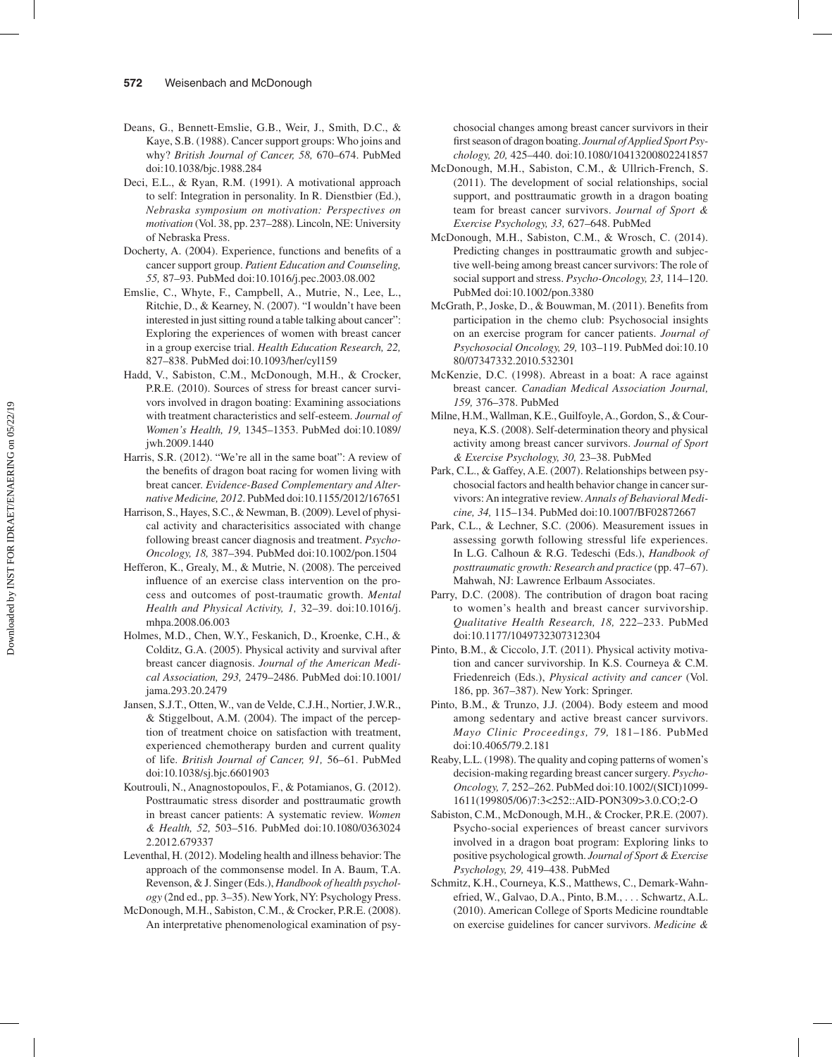Deans, G., Bennett-Emslie, G.B., Weir, J., Smith, D.C., & Kaye, S.B. (1988). Cancer support groups: Who joins and why? *British Journal of Cancer, 58,* 670–674. PubMed doi:10.1038/bjc.1988.284

Deci, E.L., & Ryan, R.M. (1991). A motivational approach to self: Integration in personality. In R. Dienstbier (Ed.), *Nebraska symposium on motivation: Perspectives on motivation* (Vol. 38, pp. 237–288). Lincoln, NE: University of Nebraska Press.

Docherty, A. (2004). Experience, functions and benefits of a cancer support group. *Patient Education and Counseling, 55,* 87–93. PubMed doi:10.1016/j.pec.2003.08.002

Emslie, C., Whyte, F., Campbell, A., Mutrie, N., Lee, L., Ritchie, D., & Kearney, N. (2007). "I wouldn't have been interested in just sitting round a table talking about cancer": Exploring the experiences of women with breast cancer in a group exercise trial. *Health Education Research, 22,* 827–838. PubMed doi:10.1093/her/cyl159

Hadd, V., Sabiston, C.M., McDonough, M.H., & Crocker, P.R.E. (2010). Sources of stress for breast cancer survivors involved in dragon boating: Examining associations with treatment characteristics and self-esteem. *Journal of Women's Health, 19,* 1345–1353. PubMed doi:10.1089/jwh.2009.1440

Harris, S.R. (2012). "We're all in the same boat": A review of the benefits of dragon boat racing for women living with breat cancer. *Evidence-Based Complementary and Alternative Medicine, 2012*. PubMed doi:10.1155/2012/167651

Harrison, S., Hayes, S.C., & Newman, B. (2009). Level of physical activity and characterisitics associated with change following breast cancer diagnosis and treatment. *Psycho-Oncology, 18,* 387–394. PubMed doi:10.1002/pon.1504

Hefferon, K., Grealy, M., & Mutrie, N. (2008). The perceived influence of an exercise class intervention on the process and outcomes of post-traumatic growth. *Mental Health and Physical Activity, 1,* 32–39. doi:10.1016/j.mhpa.2008.06.003

Holmes, M.D., Chen, W.Y., Feskanich, D., Kroenke, C.H., & Colditz, G.A. (2005). Physical activity and survival after breast cancer diagnosis. *Journal of the American Medical Association, 293,* 2479–2486. PubMed doi:10.1001/jama.293.20.2479

Jansen, S.J.T., Otten, W., van de Velde, C.J.H., Nortier, J.W.R., & Stiggelbout, A.M. (2004). The impact of the perception of treatment choice on satisfaction with treatment, experienced chemotherapy burden and current quality of life. *British Journal of Cancer, 91,* 56–61. PubMed doi:10.1038/sj.bjc.6601903

Koutrouli, N., Anagnostopoulos, F., & Potamianos, G. (2012). Posttraumatic stress disorder and posttraumatic growth in breast cancer patients: A systematic review. *Women & Health, 52,* 503–516. PubMed doi:10.1080/03630242.2012.679337

Leventhal, H. (2012). Modeling health and illness behavior: The approach of the commonsense model. In A. Baum, T.A. Revenson, & J. Singer (Eds.), *Handbook of health psychology* (2nd ed., pp. 3–35). New York, NY: Psychology Press.

McDonough, M.H., Sabiston, C.M., & Crocker, P.R.E. (2008). An interpretative phenomenological examination of psychosocial changes among breast cancer survivors in their first season of dragon boating. *Journal of Applied Sport Psychology, 20,* 425–440. doi:10.1080/10413200802241857

McDonough, M.H., Sabiston, C.M., & Ullrich-French, S. (2011). The development of social relationships, social support, and posttraumatic growth in a dragon boating team for breast cancer survivors. *Journal of Sport & Exercise Psychology, 33,* 627–648. PubMed

McDonough, M.H., Sabiston, C.M., & Wrosch, C. (2014). Predicting changes in posttraumatic growth and subjective well-being among breast cancer survivors: The role of social support and stress. *Psycho-Oncology, 23,* 114–120. PubMed doi:10.1002/pon.3380

McGrath, P., Joske, D., & Bouwman, M. (2011). Benefits from participation in the chemo club: Psychosocial insights on an exercise program for cancer patients. *Journal of Psychosocial Oncology, 29,* 103–119. PubMed doi:10.1080/07347332.2010.532301

McKenzie, D.C. (1998). Abreast in a boat: A race against breast cancer. *Canadian Medical Association Journal, 159,* 376–378. PubMed

Milne, H.M., Wallman, K.E., Guilfoyle, A., Gordon, S., & Courneya, K.S. (2008). Self-determination theory and physical activity among breast cancer survivors. *Journal of Sport & Exercise Psychology, 30,* 23–38. PubMed

Park, C.L., & Gaffey, A.E. (2007). Relationships between psychosocial factors and health behavior change in cancer survivors: An integrative review. *Annals of Behavioral Medicine, 34,* 115–134. PubMed doi:10.1007/BF02872667

Park, C.L., & Lechner, S.C. (2006). Measurement issues in assessing gorwth following stressful life experiences. In L.G. Calhoun & R.G. Tedeschi (Eds.), *Handbook of posttraumatic growth: Research and practice* (pp. 47–67). Mahwah, NJ: Lawrence Erlbaum Associates.

Parry, D.C. (2008). The contribution of dragon boat racing to women's health and breast cancer survivorship. *Qualitative Health Research, 18,* 222–233. PubMed doi:10.1177/1049732307312304

Pinto, B.M., & Ciccolo, J.T. (2011). Physical activity motivation and cancer survivorship. In K.S. Courneya & C.M. Friedenreich (Eds.), *Physical activity and cancer* (Vol. 186, pp. 367–387). New York: Springer.

Pinto, B.M., & Trunzo, J.J. (2004). Body esteem and mood among sedentary and active breast cancer survivors. *Mayo Clinic Proceedings, 79,* 181–186. PubMed doi:10.4065/79.2.181

Reaby, L.L. (1998). The quality and coping patterns of women's decision-making regarding breast cancer surgery. *Psycho-Oncology, 7,* 252–262. PubMed doi:10.1002/(SICI)1099-1611(199805/06)7:3<252::AID-PON309>3.0.CO;2-O

Sabiston, C.M., McDonough, M.H., & Crocker, P.R.E. (2007). Psycho-social experiences of breast cancer survivors involved in a dragon boat program: Exploring links to positive psychological growth. *Journal of Sport & Exercise Psychology, 29,* 419–438. PubMed

Schmitz, K.H., Courneya, K.S., Matthews, C., Demark-Wahnefried, W., Galvao, D.A., Pinto, B.M., . . . Schwartz, A.L. (2010). American College of Sports Medicine roundtable on exercise guidelines for cancer survivors. *Medicine &*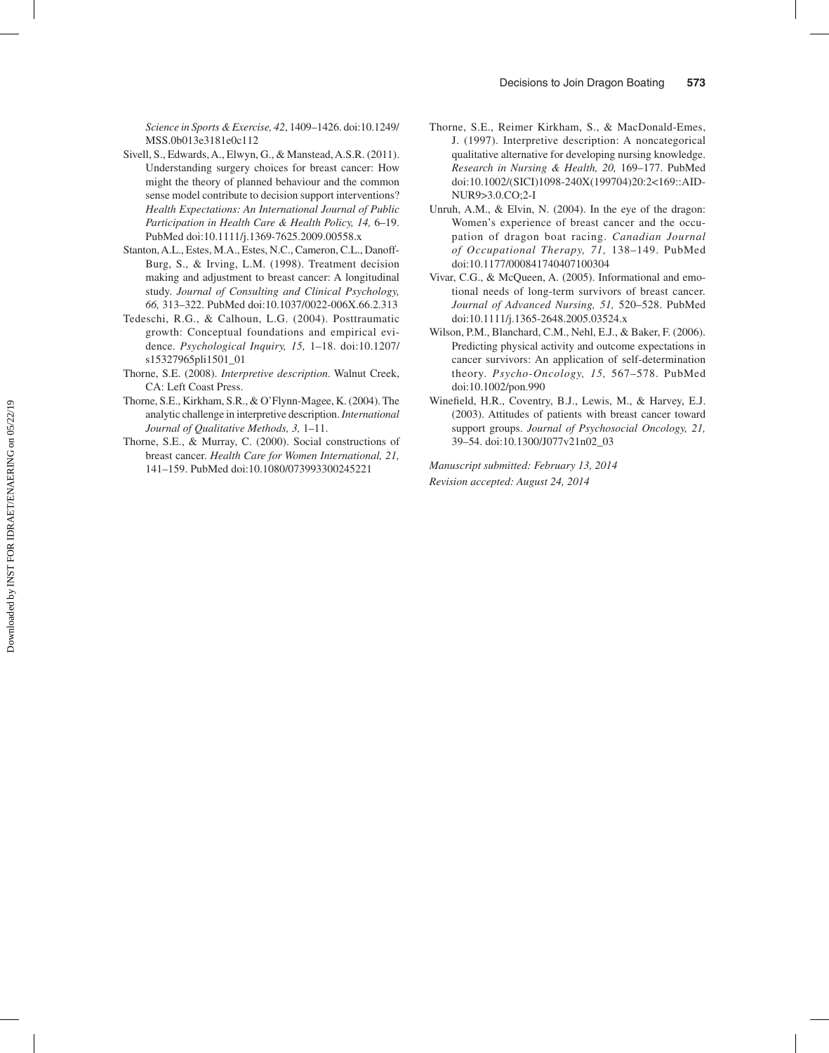*Science in Sports & Exercise, 42*, 1409–1426. doi:10.1249/MSS.0b013e3181e0c112

Sivell, S., Edwards, A., Elwyn, G., & Manstead, A.S.R. (2011). Understanding surgery choices for breast cancer: How might the theory of planned behaviour and the common sense model contribute to decision support interventions? *Health Expectations: An International Journal of Public Participation in Health Care & Health Policy, 14,* 6–19. PubMed doi:10.1111/j.1369-7625.2009.00558.x

Stanton, A.L., Estes, M.A., Estes, N.C., Cameron, C.L., Danoff-Burg, S., & Irving, L.M. (1998). Treatment decision making and adjustment to breast cancer: A longitudinal study. *Journal of Consulting and Clinical Psychology, 66,* 313–322. PubMed doi:10.1037/0022-006X.66.2.313

Tedeschi, R.G., & Calhoun, L.G. (2004). Posttraumatic growth: Conceptual foundations and empirical evidence. *Psychological Inquiry, 15,* 1–18. doi:10.1207/s15327965pli1501_01

Thorne, S.E. (2008). *Interpretive description*. Walnut Creek, CA: Left Coast Press.

Thorne, S.E., Kirkham, S.R., & O'Flynn-Magee, K. (2004). The analytic challenge in interpretive description. *International Journal of Qualitative Methods, 3,* 1–11.

Thorne, S.E., & Murray, C. (2000). Social constructions of breast cancer. *Health Care for Women International, 21,* 141–159. PubMed doi:10.1080/073993300245221

Thorne, S.E., Reimer Kirkham, S., & MacDonald-Emes, J. (1997). Interpretive description: A noncategorical qualitative alternative for developing nursing knowledge. *Research in Nursing & Health, 20,* 169–177. PubMed doi:10.1002/(SICI)1098-240X(199704)20:2<169::AID-NUR9>3.0.CO;2-I

Unruh, A.M., & Elvin, N. (2004). In the eye of the dragon: Women's experience of breast cancer and the occupation of dragon boat racing. *Canadian Journal of Occupational Therapy, 71,* 138–149. PubMed doi:10.1177/000841740407100304

Vivar, C.G., & McQueen, A. (2005). Informational and emotional needs of long-term survivors of breast cancer. *Journal of Advanced Nursing, 51,* 520–528. PubMed doi:10.1111/j.1365-2648.2005.03524.x

Wilson, P.M., Blanchard, C.M., Nehl, E.J., & Baker, F. (2006). Predicting physical activity and outcome expectations in cancer survivors: An application of self-determination theory. *Psycho-Oncology, 15,* 567–578. PubMed doi:10.1002/pon.990

Winefield, H.R., Coventry, B.J., Lewis, M., & Harvey, E.J. (2003). Attitudes of patients with breast cancer toward support groups. *Journal of Psychosocial Oncology, 21,* 39–54. doi:10.1300/J077v21n02_03

*Manuscript submitted: February 13, 2014*

*Revision accepted: August 24, 2014*